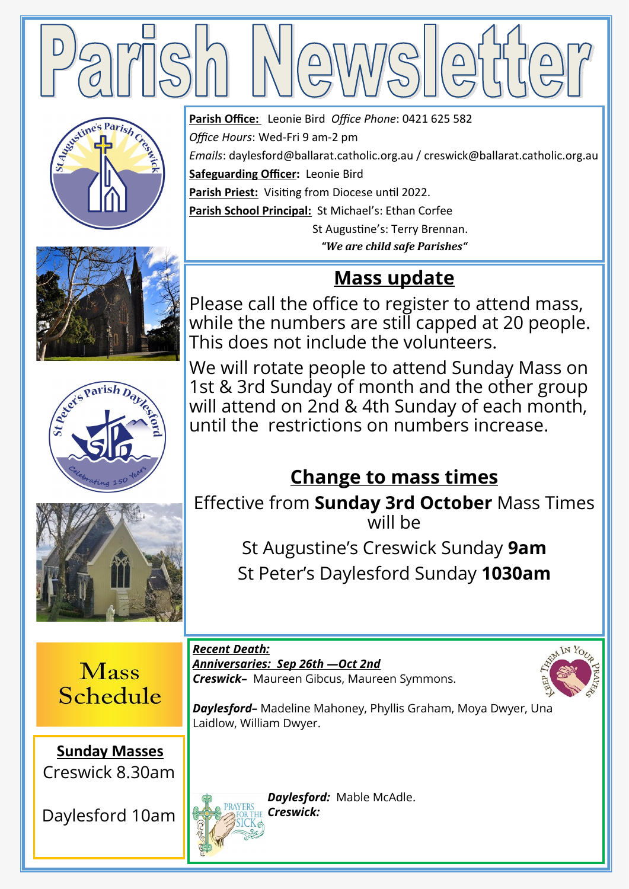# Parish Newsletter

**Parish Office:** Leonie Bird *Office Phone*: 0421 625 582

*Office Hours*: Wed-Fri 9 am-2 pm

*Emails*: daylesford@ballarat.catholic.org.au / creswick@ballarat.catholic.org.au

**Safeguarding Officer:** Leonie Bird

**Parish Priest:** Visiting from Diocese until 2022.

**Parish School Principal:** St Michael's: Ethan Corfee

St Augustine's: Terry Brennan.

***"We are child safe Parishes"***

## Mass update

Please call the office to register to attend mass, while the numbers are still capped at 20 people. This does not include the volunteers.

We will rotate people to attend Sunday Mass on 1st & 3rd Sunday of month and the other group will attend on 2nd & 4th Sunday of each month, until the restrictions on numbers increase.

## Change to mass times

Effective from **Sunday 3rd October** Mass Times will be

St Augustine's Creswick Sunday **9am**

St Peter's Daylesford Sunday **1030am**

## Mass Schedule

**Sunday Masses**

Creswick 8.30am

Daylesford 10am

***Recent Death:***

***Anniversaries: Sep 26th —Oct 2nd***

***Creswick–*** Maureen Gibcus, Maureen Symmons.

***Daylesford–*** Madeline Mahoney, Phyllis Graham, Moya Dwyer, Una Laidlow, William Dwyer.

***Daylesford:*** Mable McAdle.

***Creswick:***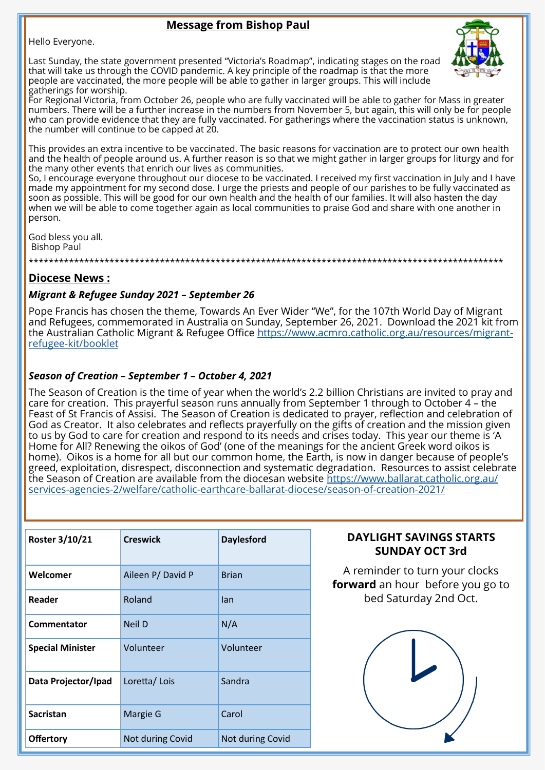## Message from Bishop Paul

Hello Everyone.

Last Sunday, the state government presented "Victoria's Roadmap", indicating stages on the road that will take us through the COVID pandemic. A key principle of the roadmap is that the more people are vaccinated, the more people will be able to gather in larger groups. This will include gatherings for worship.

For Regional Victoria, from October 26, people who are fully vaccinated will be able to gather for Mass in greater numbers. There will be a further increase in the numbers from November 5, but again, this will only be for people who can provide evidence that they are fully vaccinated. For gatherings where the vaccination status is unknown, the number will continue to be capped at 20.

This provides an extra incentive to be vaccinated. The basic reasons for vaccination are to protect our own health and the health of people around us. A further reason is so that we might gather in larger groups for liturgy and for the many other events that enrich our lives as communities.

So, I encourage everyone throughout our diocese to be vaccinated. I received my first vaccination in July and I have made my appointment for my second dose. I urge the priests and people of our parishes to be fully vaccinated as soon as possible. This will be good for our own health and the health of our families. It will also hasten the day when we will be able to come together again as local communities to praise God and share with one another in person.

God bless you all.
Bishop Paul

***************************************************************************************************

## Diocese News :

### *Migrant & Refugee Sunday 2021 – September 26*

Pope Francis has chosen the theme, Towards An Ever Wider "We", for the 107th World Day of Migrant and Refugees, commemorated in Australia on Sunday, September 26, 2021. Download the 2021 kit from the Australian Catholic Migrant & Refugee Office https://www.acmro.catholic.org.au/resources/migrant-refugee-kit/booklet

### *Season of Creation – September 1 – October 4, 2021*

The Season of Creation is the time of year when the world's 2.2 billion Christians are invited to pray and care for creation. This prayerful season runs annually from September 1 through to October 4 – the Feast of St Francis of Assisi. The Season of Creation is dedicated to prayer, reflection and celebration of God as Creator. It also celebrates and reflects prayerfully on the gifts of creation and the mission given to us by God to care for creation and respond to its needs and crises today. This year our theme is 'A Home for All? Renewing the oikos of God' (one of the meanings for the ancient Greek word oikos is home). Oikos is a home for all but our common home, the Earth, is now in danger because of people's greed, exploitation, disrespect, disconnection and systematic degradation. Resources to assist celebrate the Season of Creation are available from the diocesan website https://www.ballarat.catholic.org.au/services-agencies-2/welfare/catholic-earthcare-ballarat-diocese/season-of-creation-2021/

| Roster 3/10/21 | Creswick | Daylesford |
|---|---|---|
| Welcomer | Aileen P/ David P | Brian |
| Reader | Roland | Ian |
| Commentator | Neil D | N/A |
| Special Minister | Volunteer | Volunteer |
| Data Projector/Ipad | Loretta/ Lois | Sandra |
| Sacristan | Margie G | Carol |
| Offertory | Not during Covid | Not during Covid |

**DAYLIGHT SAVINGS STARTS SUNDAY OCT 3rd**

A reminder to turn your clocks **forward** an hour before you go to bed Saturday 2nd Oct.